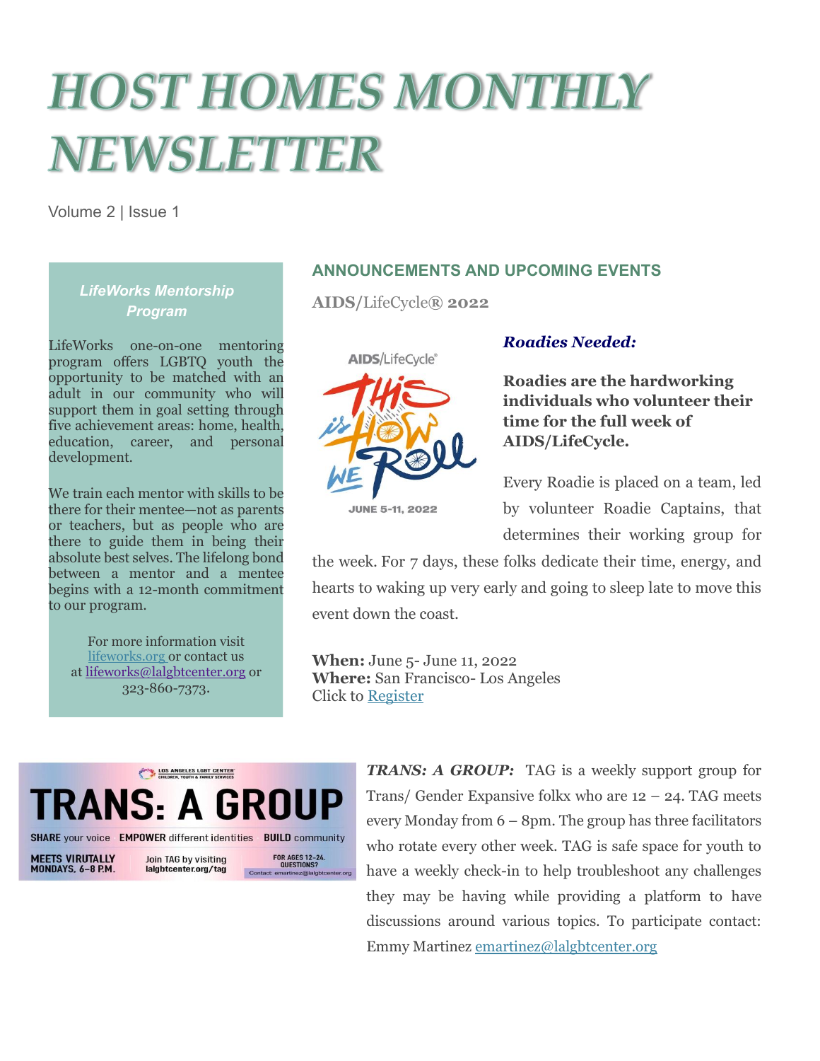# HOST HOMES MONTHLY NEWSLETTER

Volume 2 | Issue 1

***LifeWorks Mentorship Program***

LifeWorks one-on-one mentoring program offers LGBTQ youth the opportunity to be matched with an adult in our community who will support them in goal setting through five achievement areas: home, health, education, career, and personal development.

We train each mentor with skills to be there for their mentee—not as parents or teachers, but as people who are there to guide them in being their absolute best selves. The lifelong bond between a mentor and a mentee begins with a 12-month commitment to our program.

For more information visit lifeworks.org or contact us at lifeworks@lalgbtcenter.org or 323-860-7373.

## ANNOUNCEMENTS AND UPCOMING EVENTS

**AIDS/**LifeCycle® **2022**

***Roadies Needed:***

**Roadies are the hardworking individuals who volunteer their time for the full week of AIDS/LifeCycle.**

Every Roadie is placed on a team, led by volunteer Roadie Captains, that determines their working group for the week. For 7 days, these folks dedicate their time, energy, and hearts to waking up very early and going to sleep late to move this event down the coast.

**When:** June 5- June 11, 2022
**Where:** San Francisco- Los Angeles
Click to Register

***TRANS: A GROUP:*** TAG is a weekly support group for Trans/ Gender Expansive folkx who are 12 – 24. TAG meets every Monday from 6 – 8pm. The group has three facilitators who rotate every other week. TAG is safe space for youth to have a weekly check-in to help troubleshoot any challenges they may be having while providing a platform to have discussions around various topics. To participate contact: Emmy Martinez emartinez@lalgbtcenter.org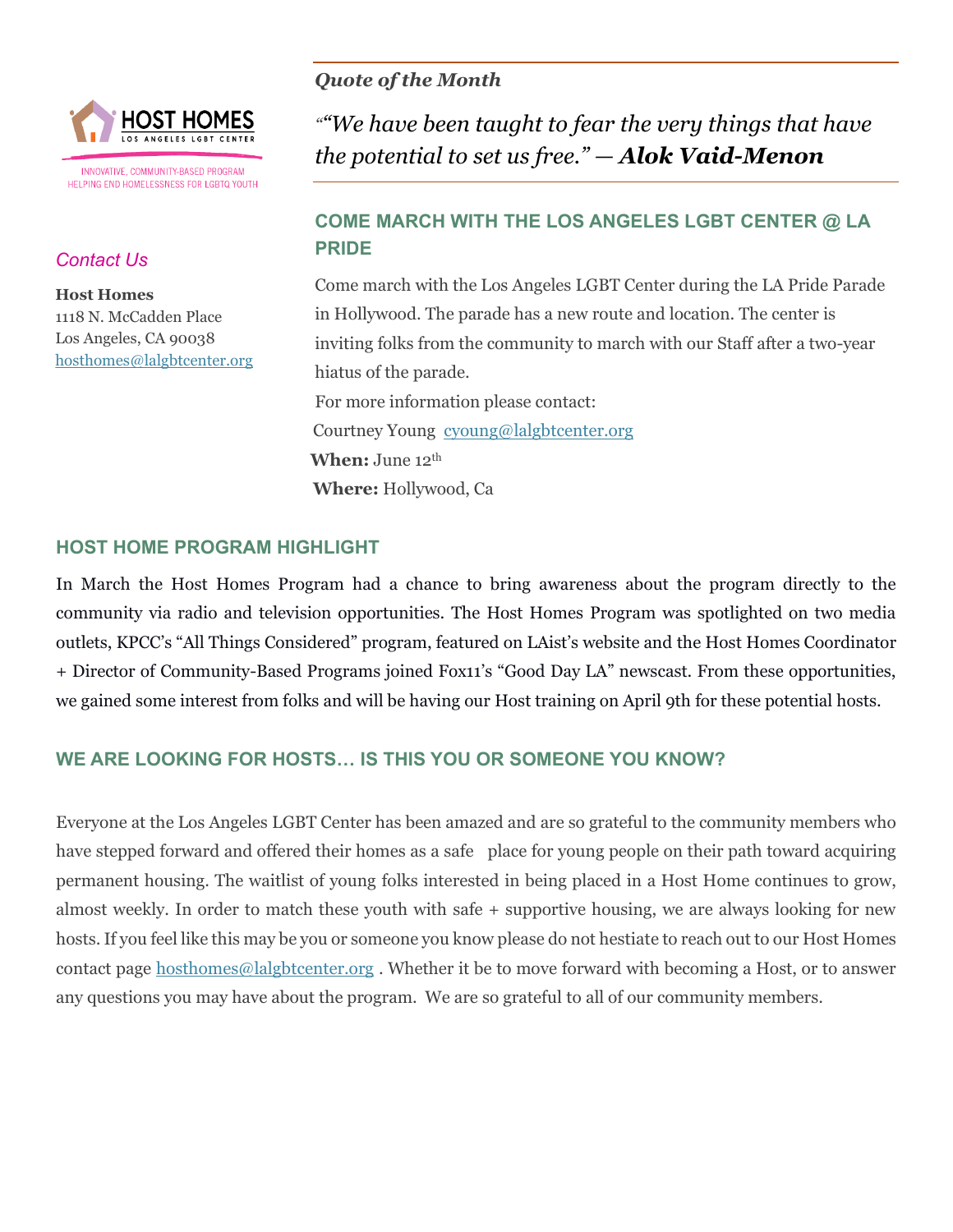**HOST HOMES**
LOS ANGELES LGBT CENTER

INNOVATIVE, COMMUNITY-BASED PROGRAM
HELPING END HOMELESSNESS FOR LGBTQ YOUTH

*Contact Us*

**Host Homes**
1118 N. McCadden Place
Los Angeles, CA 90038
hosthomes@lalgbtcenter.org

***Quote of the Month***

*""We have been taught to fear the very things that have the potential to set us free." — **Alok Vaid-Menon***

## COME MARCH WITH THE LOS ANGELES LGBT CENTER @ LA PRIDE

Come march with the Los Angeles LGBT Center during the LA Pride Parade in Hollywood. The parade has a new route and location. The center is inviting folks from the community to march with our Staff after a two-year hiatus of the parade.

For more information please contact:

Courtney Young cyoung@lalgbtcenter.org

**When:** June 12th

**Where:** Hollywood, Ca

## HOST HOME PROGRAM HIGHLIGHT

In March the Host Homes Program had a chance to bring awareness about the program directly to the community via radio and television opportunities. The Host Homes Program was spotlighted on two media outlets, KPCC's "All Things Considered" program, featured on LAist's website and the Host Homes Coordinator + Director of Community-Based Programs joined Fox11's "Good Day LA" newscast. From these opportunities, we gained some interest from folks and will be having our Host training on April 9th for these potential hosts.

## WE ARE LOOKING FOR HOSTS… IS THIS YOU OR SOMEONE YOU KNOW?

Everyone at the Los Angeles LGBT Center has been amazed and are so grateful to the community members who have stepped forward and offered their homes as a safe place for young people on their path toward acquiring permanent housing. The waitlist of young folks interested in being placed in a Host Home continues to grow, almost weekly. In order to match these youth with safe + supportive housing, we are always looking for new hosts. If you feel like this may be you or someone you know please do not hestiate to reach out to our Host Homes contact page hosthomes@lalgbtcenter.org . Whether it be to move forward with becoming a Host, or to answer any questions you may have about the program. We are so grateful to all of our community members.